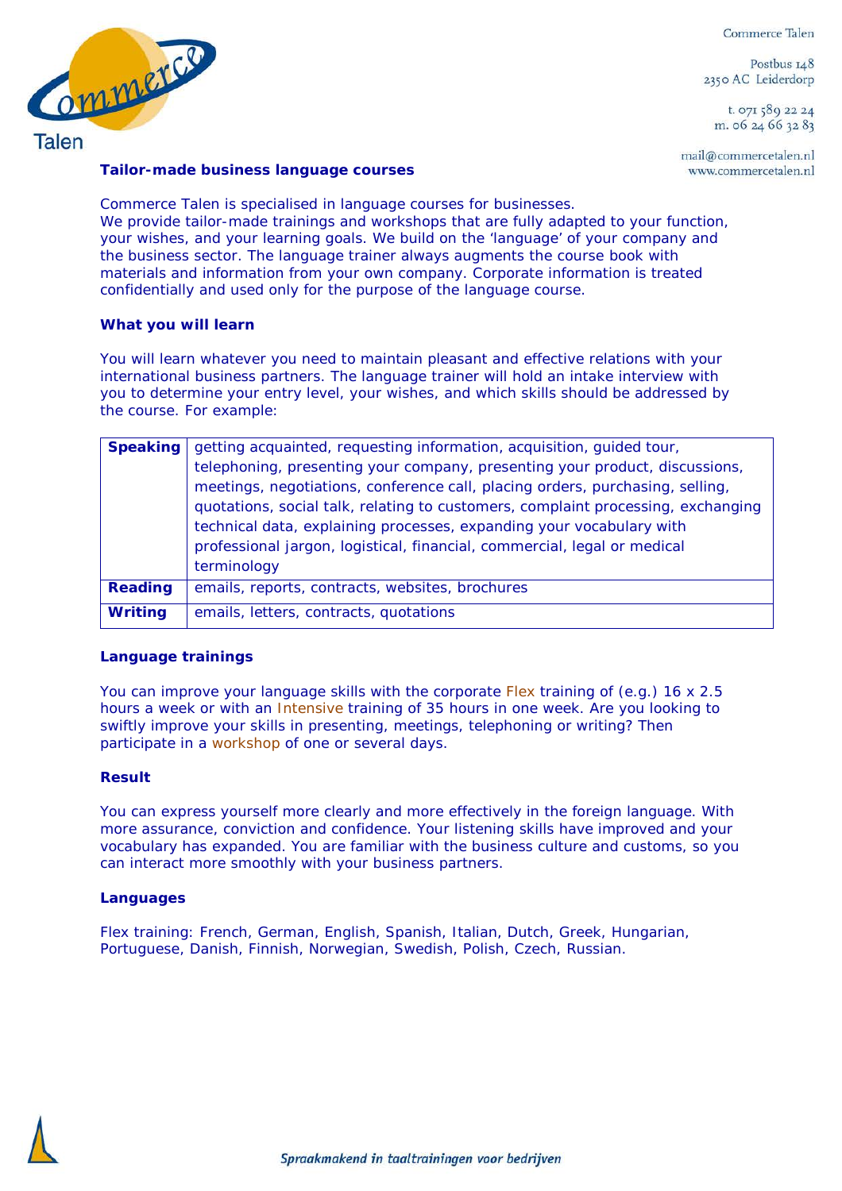Commerce Talen

Postbus 148
2350 AC Leiderdorp

t. 071 589 22 24
m. 06 24 66 32 83

mail@commercetalen.nl
www.commercetalen.nl

## Tailor-made business language courses

Commerce Talen is specialised in language courses for businesses.
We provide tailor-made trainings and workshops that are fully adapted to your function, your wishes, and your learning goals. We build on the 'language' of your company and the business sector. The language trainer always augments the course book with materials and information from your own company. Corporate information is treated confidentially and used only for the purpose of the language course.

### What you will learn

You will learn whatever you need to maintain pleasant and effective relations with your international business partners. The language trainer will hold an intake interview with you to determine your entry level, your wishes, and which skills should be addressed by the course. For example:

| | |
|---|---|
| **Speaking** | getting acquainted, requesting information, acquisition, guided tour, telephoning, presenting your company, presenting your product, discussions, meetings, negotiations, conference call, placing orders, purchasing, selling, quotations, social talk, relating to customers, complaint processing, exchanging technical data, explaining processes, expanding your vocabulary with professional jargon, logistical, financial, commercial, legal or medical terminology |
| **Reading** | emails, reports, contracts, websites, brochures |
| **Writing** | emails, letters, contracts, quotations |

### Language trainings

You can improve your language skills with the corporate Flex training of (e.g.) 16 x 2.5 hours a week or with an Intensive training of 35 hours in one week. Are you looking to swiftly improve your skills in presenting, meetings, telephoning or writing? Then participate in a workshop of one or several days.

### Result

You can express yourself more clearly and more effectively in the foreign language. With more assurance, conviction and confidence. Your listening skills have improved and your vocabulary has expanded. You are familiar with the business culture and customs, so you can interact more smoothly with your business partners.

### Languages

Flex training: French, German, English, Spanish, Italian, Dutch, Greek, Hungarian, Portuguese, Danish, Finnish, Norwegian, Swedish, Polish, Czech, Russian.

*Spraakmakend in taaltrainingen voor bedrijven*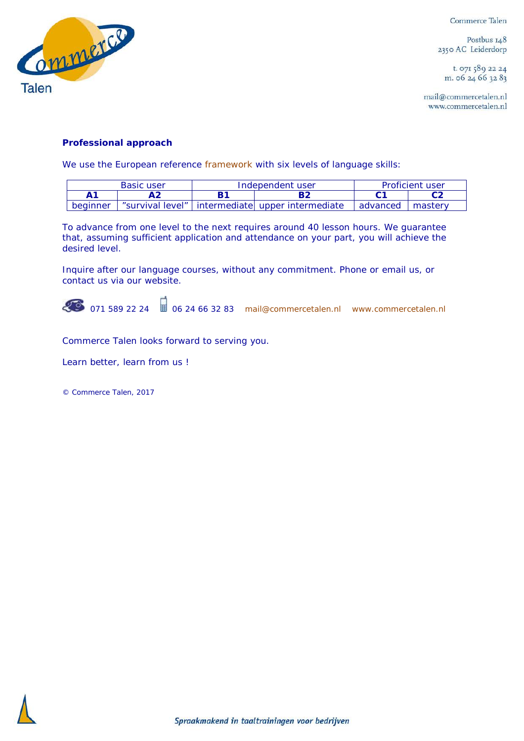### Professional approach

We use the European reference framework with six levels of language skills:

| Basic user | | Independent user | | Proficient user | |
|---|---|---|---|---|---|
| **A1** | **A2** | **B1** | **B2** | **C1** | **C2** |
| beginner | "survival level" | intermediate | upper intermediate | advanced | mastery |

To advance from one level to the next requires around 40 lesson hours. We guarantee that, assuming sufficient application and attendance on your part, you will achieve the desired level.

Inquire after our language courses, without any commitment. Phone or email us, or contact us via our website.

071 589 22 24 06 24 66 32 83 mail@commercetalen.nl www.commercetalen.nl

Commerce Talen looks forward to serving you.

Learn better, learn from us !

© Commerce Talen, 2017